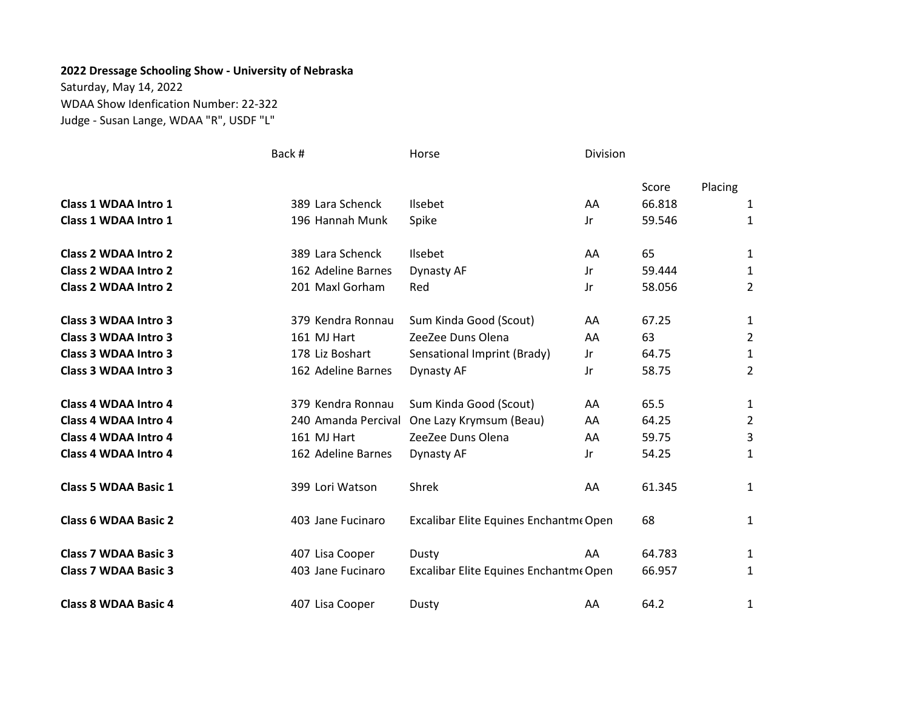**2022 Dressage Schooling Show - University of Nebraska**

Saturday, May 14, 2022

WDAA Show Idenfication Number: 22-322

Judge - Susan Lange, WDAA "R", USDF "L"

| | Back # | | Horse | Division | Score | Placing |
|---|---|---|---|---|---|---|
| **Class 1 WDAA Intro 1** | 389 | Lara Schenck | Ilsebet | AA | 66.818 | 1 |
| **Class 1 WDAA Intro 1** | 196 | Hannah Munk | Spike | Jr | 59.546 | 1 |
| | | | | | | |
| **Class 2 WDAA Intro 2** | 389 | Lara Schenck | Ilsebet | AA | 65 | 1 |
| **Class 2 WDAA Intro 2** | 162 | Adeline Barnes | Dynasty AF | Jr | 59.444 | 1 |
| **Class 2 WDAA Intro 2** | 201 | Maxl Gorham | Red | Jr | 58.056 | 2 |
| | | | | | | |
| **Class 3 WDAA Intro 3** | 379 | Kendra Ronnau | Sum Kinda Good (Scout) | AA | 67.25 | 1 |
| **Class 3 WDAA Intro 3** | 161 | MJ Hart | ZeeZee Duns Olena | AA | 63 | 2 |
| **Class 3 WDAA Intro 3** | 178 | Liz Boshart | Sensational Imprint (Brady) | Jr | 64.75 | 1 |
| **Class 3 WDAA Intro 3** | 162 | Adeline Barnes | Dynasty AF | Jr | 58.75 | 2 |
| | | | | | | |
| **Class 4 WDAA Intro 4** | 379 | Kendra Ronnau | Sum Kinda Good (Scout) | AA | 65.5 | 1 |
| **Class 4 WDAA Intro 4** | 240 | Amanda Percival | One Lazy Krymsum (Beau) | AA | 64.25 | 2 |
| **Class 4 WDAA Intro 4** | 161 | MJ Hart | ZeeZee Duns Olena | AA | 59.75 | 3 |
| **Class 4 WDAA Intro 4** | 162 | Adeline Barnes | Dynasty AF | Jr | 54.25 | 1 |
| | | | | | | |
| **Class 5 WDAA Basic 1** | 399 | Lori Watson | Shrek | AA | 61.345 | 1 |
| | | | | | | |
| **Class 6 WDAA Basic 2** | 403 | Jane Fucinaro | Excalibar Elite Equines Enchantme | Open | 68 | 1 |
| | | | | | | |
| **Class 7 WDAA Basic 3** | 407 | Lisa Cooper | Dusty | AA | 64.783 | 1 |
| **Class 7 WDAA Basic 3** | 403 | Jane Fucinaro | Excalibar Elite Equines Enchantme | Open | 66.957 | 1 |
| | | | | | | |
| **Class 8 WDAA Basic 4** | 407 | Lisa Cooper | Dusty | AA | 64.2 | 1 |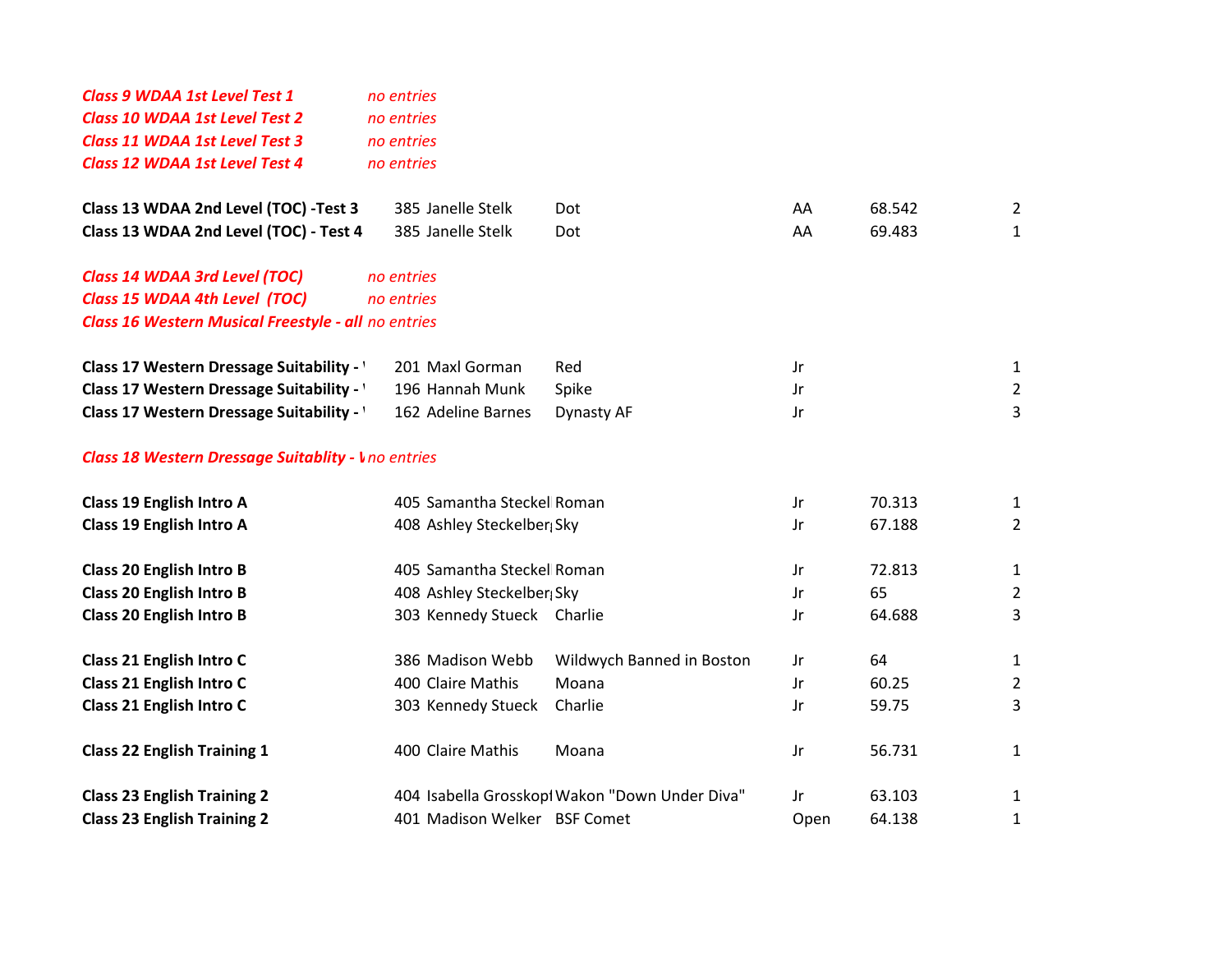| Class | No. | Rider | Horse | Div | Score | Place |
|---|---|---|---|---|---|---|
| *Class 9 WDAA 1st Level Test 1* | *no entries* | | | | | |
| *Class 10 WDAA 1st Level Test 2* | *no entries* | | | | | |
| *Class 11 WDAA 1st Level Test 3* | *no entries* | | | | | |
| *Class 12 WDAA 1st Level Test 4* | *no entries* | | | | | |
| **Class 13 WDAA 2nd Level (TOC) -Test 3** | 385 | Janelle Stelk | Dot | AA | 68.542 | 2 |
| **Class 13 WDAA 2nd Level (TOC) - Test 4** | 385 | Janelle Stelk | Dot | AA | 69.483 | 1 |
| *Class 14 WDAA 3rd Level (TOC)* | *no entries* | | | | | |
| *Class 15 WDAA 4th Level (TOC)* | *no entries* | | | | | |
| *Class 16 Western Musical Freestyle - all* | *no entries* | | | | | |
| **Class 17 Western Dressage Suitability - '** | 201 | Maxl Gorman | Red | Jr | | 1 |
| **Class 17 Western Dressage Suitability - '** | 196 | Hannah Munk | Spike | Jr | | 2 |
| **Class 17 Western Dressage Suitability - '** | 162 | Adeline Barnes | Dynasty AF | Jr | | 3 |
| *Class 18 Western Dressage Suitablity - V* | *no entries* | | | | | |
| **Class 19 English Intro A** | 405 | Samantha Steckel | Roman | Jr | 70.313 | 1 |
| **Class 19 English Intro A** | 408 | Ashley Steckelber | Sky | Jr | 67.188 | 2 |
| **Class 20 English Intro B** | 405 | Samantha Steckel | Roman | Jr | 72.813 | 1 |
| **Class 20 English Intro B** | 408 | Ashley Steckelber | Sky | Jr | 65 | 2 |
| **Class 20 English Intro B** | 303 | Kennedy Stueck | Charlie | Jr | 64.688 | 3 |
| **Class 21 English Intro C** | 386 | Madison Webb | Wildwych Banned in Boston | Jr | 64 | 1 |
| **Class 21 English Intro C** | 400 | Claire Mathis | Moana | Jr | 60.25 | 2 |
| **Class 21 English Intro C** | 303 | Kennedy Stueck | Charlie | Jr | 59.75 | 3 |
| **Class 22 English Training 1** | 400 | Claire Mathis | Moana | Jr | 56.731 | 1 |
| **Class 23 English Training 2** | 404 | Isabella Grosskopf | Wakon "Down Under Diva" | Jr | 63.103 | 1 |
| **Class 23 English Training 2** | 401 | Madison Welker | BSF Comet | Open | 64.138 | 1 |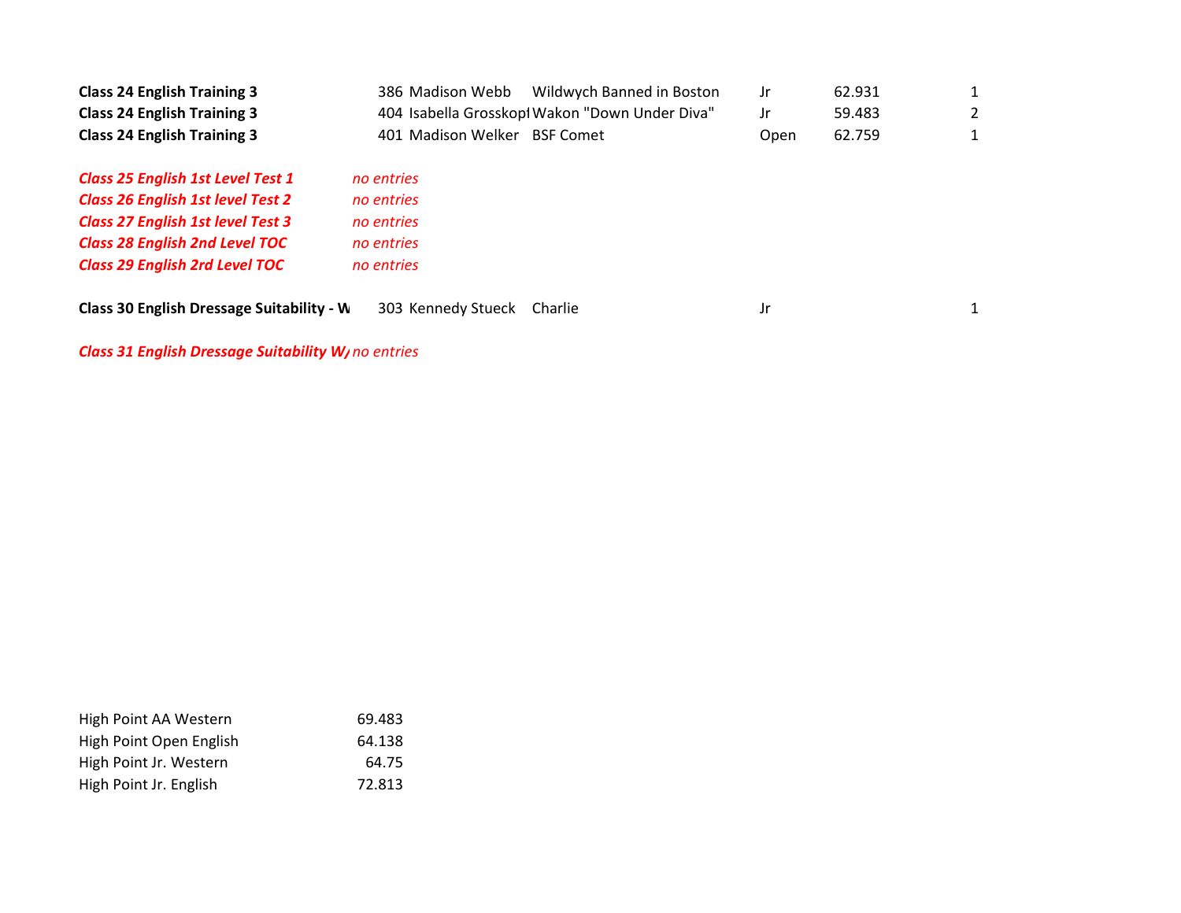| | | | | | | |
|---|---|---|---|---|---|---|
| **Class 24 English Training 3** | 386 | Madison Webb | Wildwych Banned in Boston | Jr | 62.931 | 1 |
| **Class 24 English Training 3** | 404 | Isabella Grosskopf | Wakon "Down Under Diva" | Jr | 59.483 | 2 |
| **Class 24 English Training 3** | 401 | Madison Welker | BSF Comet | Open | 62.759 | 1 |
| ***Class 25 English 1st Level Test 1*** | *no entries* | | | | | |
| ***Class 26 English 1st level Test 2*** | *no entries* | | | | | |
| ***Class 27 English 1st level Test 3*** | *no entries* | | | | | |
| ***Class 28 English 2nd Level TOC*** | *no entries* | | | | | |
| ***Class 29 English 2rd Level TOC*** | *no entries* | | | | | |
| **Class 30 English Dressage Suitability - W** | 303 | Kennedy Stueck | Charlie | Jr | | 1 |
| ***Class 31 English Dressage Suitability W/*** | *no entries* | | | | | |

| | |
|---|---|
| High Point AA Western | 69.483 |
| High Point Open English | 64.138 |
| High Point Jr. Western | 64.75 |
| High Point Jr. English | 72.813 |